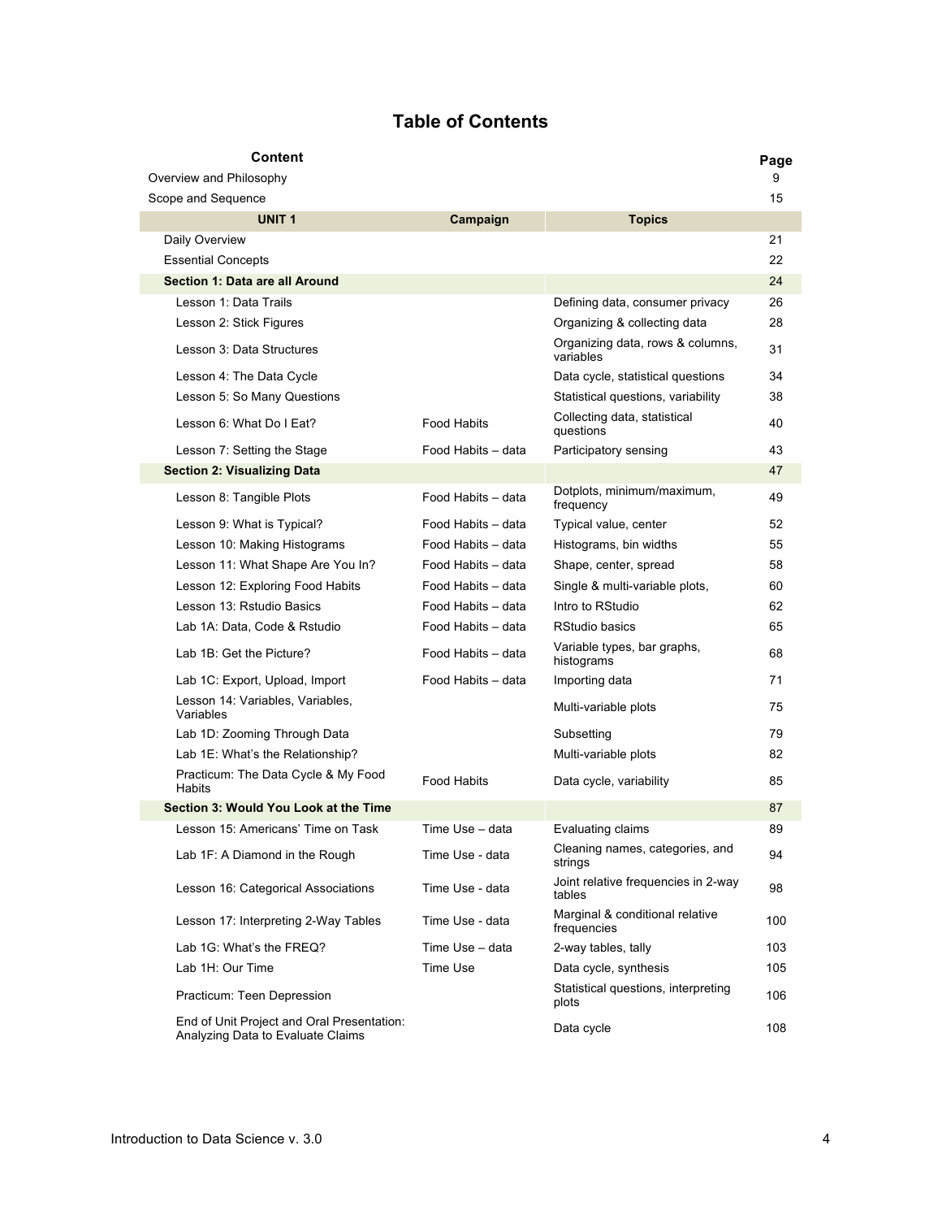# Table of Contents

| Content | | | Page |
|---|---|---|---|
| Overview and Philosophy | | | 9 |
| Scope and Sequence | | | 15 |
| **UNIT 1** | **Campaign** | **Topics** | |
| Daily Overview | | | 21 |
| Essential Concepts | | | 22 |
| **Section 1: Data are all Around** | | | 24 |
| Lesson 1: Data Trails | | Defining data, consumer privacy | 26 |
| Lesson 2: Stick Figures | | Organizing & collecting data | 28 |
| Lesson 3: Data Structures | | Organizing data, rows & columns, variables | 31 |
| Lesson 4: The Data Cycle | | Data cycle, statistical questions | 34 |
| Lesson 5: So Many Questions | | Statistical questions, variability | 38 |
| Lesson 6: What Do I Eat? | Food Habits | Collecting data, statistical questions | 40 |
| Lesson 7: Setting the Stage | Food Habits – data | Participatory sensing | 43 |
| **Section 2: Visualizing Data** | | | 47 |
| Lesson 8: Tangible Plots | Food Habits – data | Dotplots, minimum/maximum, frequency | 49 |
| Lesson 9: What is Typical? | Food Habits – data | Typical value, center | 52 |
| Lesson 10: Making Histograms | Food Habits – data | Histograms, bin widths | 55 |
| Lesson 11: What Shape Are You In? | Food Habits – data | Shape, center, spread | 58 |
| Lesson 12: Exploring Food Habits | Food Habits – data | Single & multi-variable plots, | 60 |
| Lesson 13: Rstudio Basics | Food Habits – data | Intro to RStudio | 62 |
| Lab 1A: Data, Code & Rstudio | Food Habits – data | RStudio basics | 65 |
| Lab 1B: Get the Picture? | Food Habits – data | Variable types, bar graphs, histograms | 68 |
| Lab 1C: Export, Upload, Import | Food Habits – data | Importing data | 71 |
| Lesson 14: Variables, Variables, Variables | | Multi-variable plots | 75 |
| Lab 1D: Zooming Through Data | | Subsetting | 79 |
| Lab 1E: What's the Relationship? | | Multi-variable plots | 82 |
| Practicum: The Data Cycle & My Food Habits | Food Habits | Data cycle, variability | 85 |
| **Section 3: Would You Look at the Time** | | | 87 |
| Lesson 15: Americans' Time on Task | Time Use – data | Evaluating claims | 89 |
| Lab 1F: A Diamond in the Rough | Time Use - data | Cleaning names, categories, and strings | 94 |
| Lesson 16: Categorical Associations | Time Use - data | Joint relative frequencies in 2-way tables | 98 |
| Lesson 17: Interpreting 2-Way Tables | Time Use - data | Marginal & conditional relative frequencies | 100 |
| Lab 1G: What's the FREQ? | Time Use – data | 2-way tables, tally | 103 |
| Lab 1H: Our Time | Time Use | Data cycle, synthesis | 105 |
| Practicum: Teen Depression | | Statistical questions, interpreting plots | 106 |
| End of Unit Project and Oral Presentation: Analyzing Data to Evaluate Claims | | Data cycle | 108 |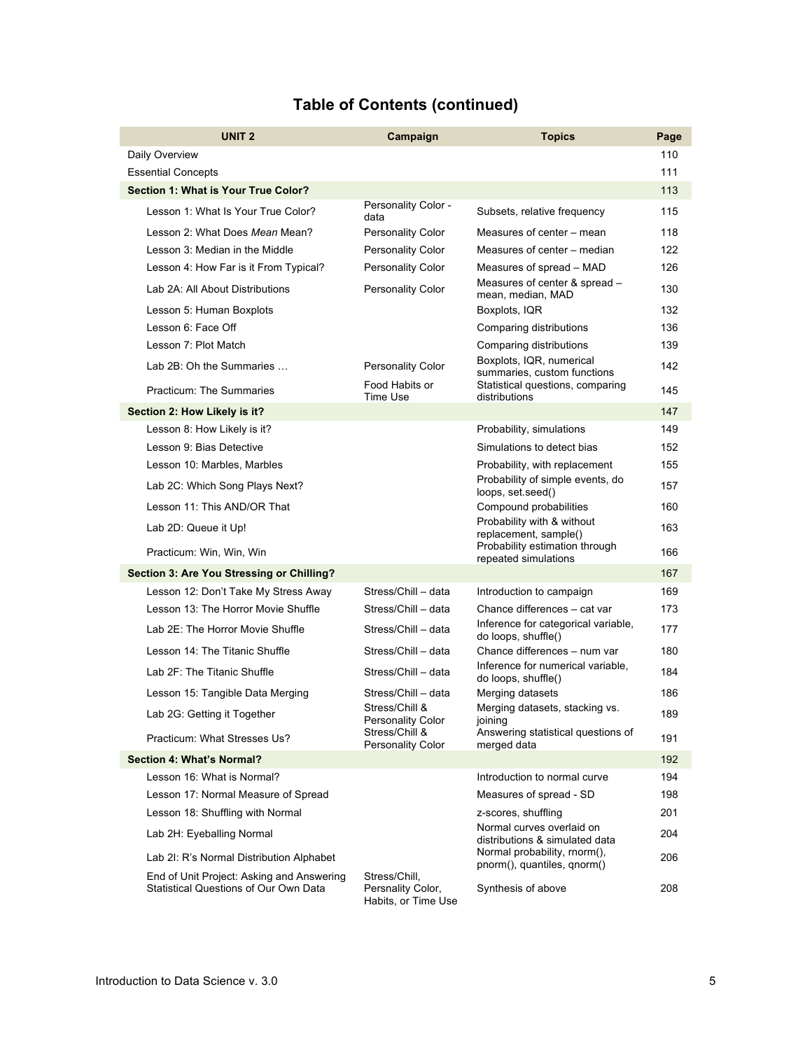# Table of Contents (continued)

| UNIT 2 | Campaign | Topics | Page |
|---|---|---|---|
| Daily Overview | | | 110 |
| Essential Concepts | | | 111 |
| **Section 1: What is Your True Color?** | | | 113 |
| Lesson 1: What Is Your True Color? | Personality Color - data | Subsets, relative frequency | 115 |
| Lesson 2: What Does *Mean* Mean? | Personality Color | Measures of center – mean | 118 |
| Lesson 3: Median in the Middle | Personality Color | Measures of center – median | 122 |
| Lesson 4: How Far is it From Typical? | Personality Color | Measures of spread – MAD | 126 |
| Lab 2A: All About Distributions | Personality Color | Measures of center & spread – mean, median, MAD | 130 |
| Lesson 5: Human Boxplots | | Boxplots, IQR | 132 |
| Lesson 6: Face Off | | Comparing distributions | 136 |
| Lesson 7: Plot Match | | Comparing distributions | 139 |
| Lab 2B: Oh the Summaries … | Personality Color | Boxplots, IQR, numerical summaries, custom functions | 142 |
| Practicum: The Summaries | Food Habits or Time Use | Statistical questions, comparing distributions | 145 |
| **Section 2: How Likely is it?** | | | 147 |
| Lesson 8: How Likely is it? | | Probability, simulations | 149 |
| Lesson 9: Bias Detective | | Simulations to detect bias | 152 |
| Lesson 10: Marbles, Marbles | | Probability, with replacement | 155 |
| Lab 2C: Which Song Plays Next? | | Probability of simple events, do loops, set.seed() | 157 |
| Lesson 11: This AND/OR That | | Compound probabilities | 160 |
| Lab 2D: Queue it Up! | | Probability with & without replacement, sample() | 163 |
| Practicum: Win, Win, Win | | Probability estimation through repeated simulations | 166 |
| **Section 3: Are You Stressing or Chilling?** | | | 167 |
| Lesson 12: Don't Take My Stress Away | Stress/Chill – data | Introduction to campaign | 169 |
| Lesson 13: The Horror Movie Shuffle | Stress/Chill – data | Chance differences – cat var | 173 |
| Lab 2E: The Horror Movie Shuffle | Stress/Chill – data | Inference for categorical variable, do loops, shuffle() | 177 |
| Lesson 14: The Titanic Shuffle | Stress/Chill – data | Chance differences – num var | 180 |
| Lab 2F: The Titanic Shuffle | Stress/Chill – data | Inference for numerical variable, do loops, shuffle() | 184 |
| Lesson 15: Tangible Data Merging | Stress/Chill – data | Merging datasets | 186 |
| Lab 2G: Getting it Together | Stress/Chill & Personality Color | Merging datasets, stacking vs. joining | 189 |
| Practicum: What Stresses Us? | Stress/Chill & Personality Color | Answering statistical questions of merged data | 191 |
| **Section 4: What's Normal?** | | | 192 |
| Lesson 16: What is Normal? | | Introduction to normal curve | 194 |
| Lesson 17: Normal Measure of Spread | | Measures of spread - SD | 198 |
| Lesson 18: Shuffling with Normal | | z-scores, shuffling | 201 |
| Lab 2H: Eyeballing Normal | | Normal curves overlaid on distributions & simulated data | 204 |
| Lab 2I: R's Normal Distribution Alphabet | | Normal probability, rnorm(), pnorm(), quantiles, qnorm() | 206 |
| End of Unit Project: Asking and Answering Statistical Questions of Our Own Data | Stress/Chill, Persnality Color, Habits, or Time Use | Synthesis of above | 208 |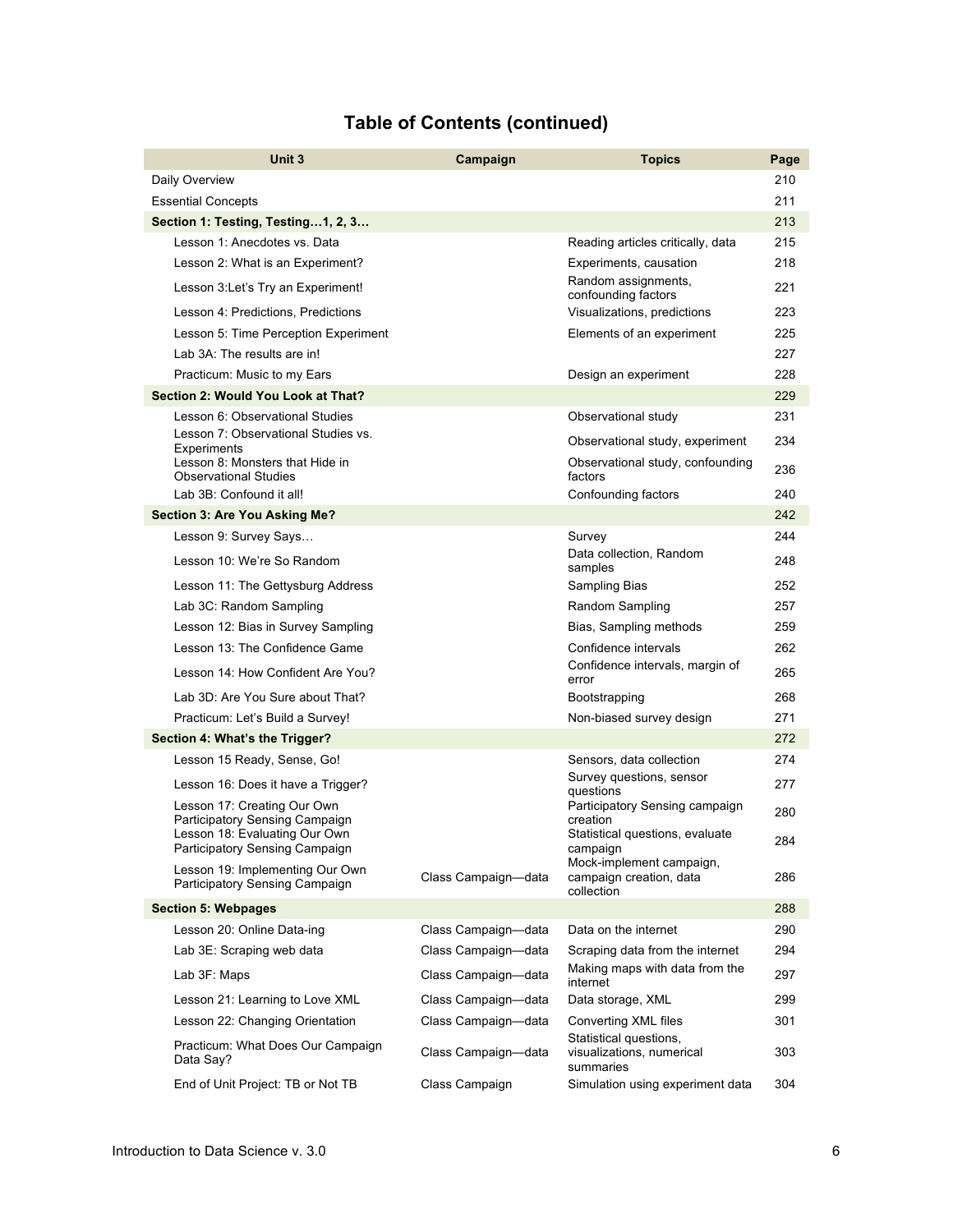## Table of Contents (continued)

| Unit 3 | Campaign | Topics | Page |
|---|---|---|---|
| Daily Overview | | | 210 |
| Essential Concepts | | | 211 |
| **Section 1: Testing, Testing…1, 2, 3…** | | | 213 |
| Lesson 1: Anecdotes vs. Data | | Reading articles critically, data | 215 |
| Lesson 2: What is an Experiment? | | Experiments, causation | 218 |
| Lesson 3:Let's Try an Experiment! | | Random assignments, confounding factors | 221 |
| Lesson 4: Predictions, Predictions | | Visualizations, predictions | 223 |
| Lesson 5: Time Perception Experiment | | Elements of an experiment | 225 |
| Lab 3A: The results are in! | | | 227 |
| Practicum: Music to my Ears | | Design an experiment | 228 |
| **Section 2: Would You Look at That?** | | | 229 |
| Lesson 6: Observational Studies | | Observational study | 231 |
| Lesson 7: Observational Studies vs. Experiments | | Observational study, experiment | 234 |
| Lesson 8: Monsters that Hide in Observational Studies | | Observational study, confounding factors | 236 |
| Lab 3B: Confound it all! | | Confounding factors | 240 |
| **Section 3: Are You Asking Me?** | | | 242 |
| Lesson 9: Survey Says… | | Survey | 244 |
| Lesson 10: We're So Random | | Data collection, Random samples | 248 |
| Lesson 11: The Gettysburg Address | | Sampling Bias | 252 |
| Lab 3C: Random Sampling | | Random Sampling | 257 |
| Lesson 12: Bias in Survey Sampling | | Bias, Sampling methods | 259 |
| Lesson 13: The Confidence Game | | Confidence intervals | 262 |
| Lesson 14: How Confident Are You? | | Confidence intervals, margin of error | 265 |
| Lab 3D: Are You Sure about That? | | Bootstrapping | 268 |
| Practicum: Let's Build a Survey! | | Non-biased survey design | 271 |
| **Section 4: What's the Trigger?** | | | 272 |
| Lesson 15 Ready, Sense, Go! | | Sensors, data collection | 274 |
| Lesson 16: Does it have a Trigger? | | Survey questions, sensor questions | 277 |
| Lesson 17: Creating Our Own Participatory Sensing Campaign | | Participatory Sensing campaign creation | 280 |
| Lesson 18: Evaluating Our Own Participatory Sensing Campaign | | Statistical questions, evaluate campaign | 284 |
| Lesson 19: Implementing Our Own Participatory Sensing Campaign | Class Campaign—data | Mock-implement campaign, campaign creation, data collection | 286 |
| **Section 5: Webpages** | | | 288 |
| Lesson 20: Online Data-ing | Class Campaign—data | Data on the internet | 290 |
| Lab 3E: Scraping web data | Class Campaign—data | Scraping data from the internet | 294 |
| Lab 3F: Maps | Class Campaign—data | Making maps with data from the internet | 297 |
| Lesson 21: Learning to Love XML | Class Campaign—data | Data storage, XML | 299 |
| Lesson 22: Changing Orientation | Class Campaign—data | Converting XML files | 301 |
| Practicum: What Does Our Campaign Data Say? | Class Campaign—data | Statistical questions, visualizations, numerical summaries | 303 |
| End of Unit Project: TB or Not TB | Class Campaign | Simulation using experiment data | 304 |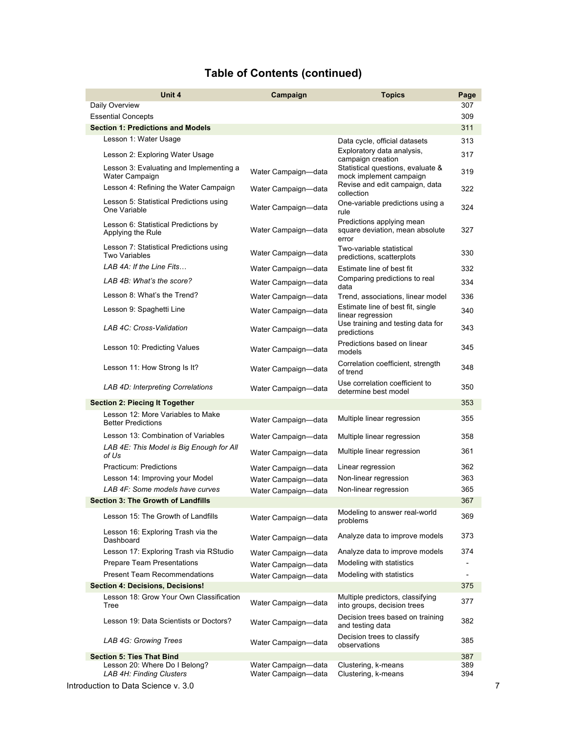# Table of Contents (continued)

| Unit 4 | Campaign | Topics | Page |
|---|---|---|---|
| Daily Overview | | | 307 |
| Essential Concepts | | | 309 |
| **Section 1: Predictions and Models** | | | 311 |
| Lesson 1: Water Usage | | Data cycle, official datasets | 313 |
| Lesson 2: Exploring Water Usage | | Exploratory data analysis, campaign creation | 317 |
| Lesson 3: Evaluating and Implementing a Water Campaign | Water Campaign—data | Statistical questions, evaluate & mock implement campaign | 319 |
| Lesson 4: Refining the Water Campaign | Water Campaign—data | Revise and edit campaign, data collection | 322 |
| Lesson 5: Statistical Predictions using One Variable | Water Campaign—data | One-variable predictions using a rule | 324 |
| Lesson 6: Statistical Predictions by Applying the Rule | Water Campaign—data | Predictions applying mean square deviation, mean absolute error | 327 |
| Lesson 7: Statistical Predictions using Two Variables | Water Campaign—data | Two-variable statistical predictions, scatterplots | 330 |
| *LAB 4A: If the Line Fits…* | Water Campaign—data | Estimate line of best fit | 332 |
| *LAB 4B: What's the score?* | Water Campaign—data | Comparing predictions to real data | 334 |
| Lesson 8: What's the Trend? | Water Campaign—data | Trend, associations, linear model | 336 |
| Lesson 9: Spaghetti Line | Water Campaign—data | Estimate line of best fit, single linear regression | 340 |
| *LAB 4C: Cross-Validation* | Water Campaign—data | Use training and testing data for predictions | 343 |
| Lesson 10: Predicting Values | Water Campaign—data | Predictions based on linear models | 345 |
| Lesson 11: How Strong Is It? | Water Campaign—data | Correlation coefficient, strength of trend | 348 |
| *LAB 4D: Interpreting Correlations* | Water Campaign—data | Use correlation coefficient to determine best model | 350 |
| **Section 2: Piecing It Together** | | | 353 |
| Lesson 12: More Variables to Make Better Predictions | Water Campaign—data | Multiple linear regression | 355 |
| Lesson 13: Combination of Variables | Water Campaign—data | Multiple linear regression | 358 |
| *LAB 4E: This Model is Big Enough for All of Us* | Water Campaign—data | Multiple linear regression | 361 |
| Practicum: Predictions | Water Campaign—data | Linear regression | 362 |
| Lesson 14: Improving your Model | Water Campaign—data | Non-linear regression | 363 |
| *LAB 4F: Some models have curves* | Water Campaign—data | Non-linear regression | 365 |
| **Section 3: The Growth of Landfills** | | | 367 |
| Lesson 15: The Growth of Landfills | Water Campaign—data | Modeling to answer real-world problems | 369 |
| Lesson 16: Exploring Trash via the Dashboard | Water Campaign—data | Analyze data to improve models | 373 |
| Lesson 17: Exploring Trash via RStudio | Water Campaign—data | Analyze data to improve models | 374 |
| Prepare Team Presentations | Water Campaign—data | Modeling with statistics | - |
| Present Team Recommendations | Water Campaign—data | Modeling with statistics | - |
| **Section 4: Decisions, Decisions!** | | | 375 |
| Lesson 18: Grow Your Own Classification Tree | Water Campaign—data | Multiple predictors, classifying into groups, decision trees | 377 |
| Lesson 19: Data Scientists or Doctors? | Water Campaign—data | Decision trees based on training and testing data | 382 |
| *LAB 4G: Growing Trees* | Water Campaign—data | Decision trees to classify observations | 385 |
| **Section 5: Ties That Bind** | | | 387 |
| Lesson 20: Where Do I Belong? | Water Campaign—data | Clustering, k-means | 389 |
| *LAB 4H: Finding Clusters* | Water Campaign—data | Clustering, k-means | 394 |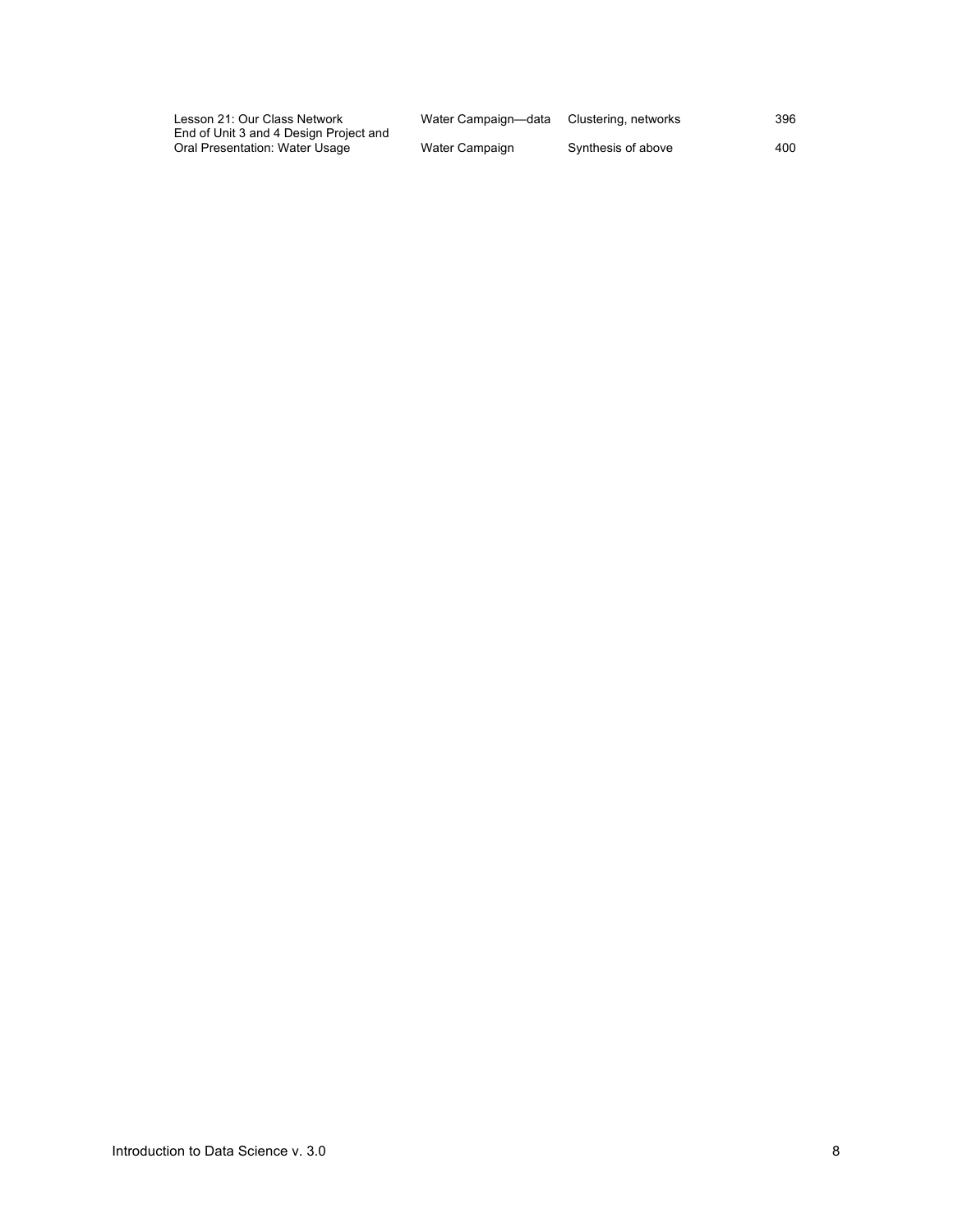| | | | |
|---|---|---|---|
| Lesson 21: Our Class Network | Water Campaign—data | Clustering, networks | 396 |
| End of Unit 3 and 4 Design Project and Oral Presentation: Water Usage | Water Campaign | Synthesis of above | 400 |